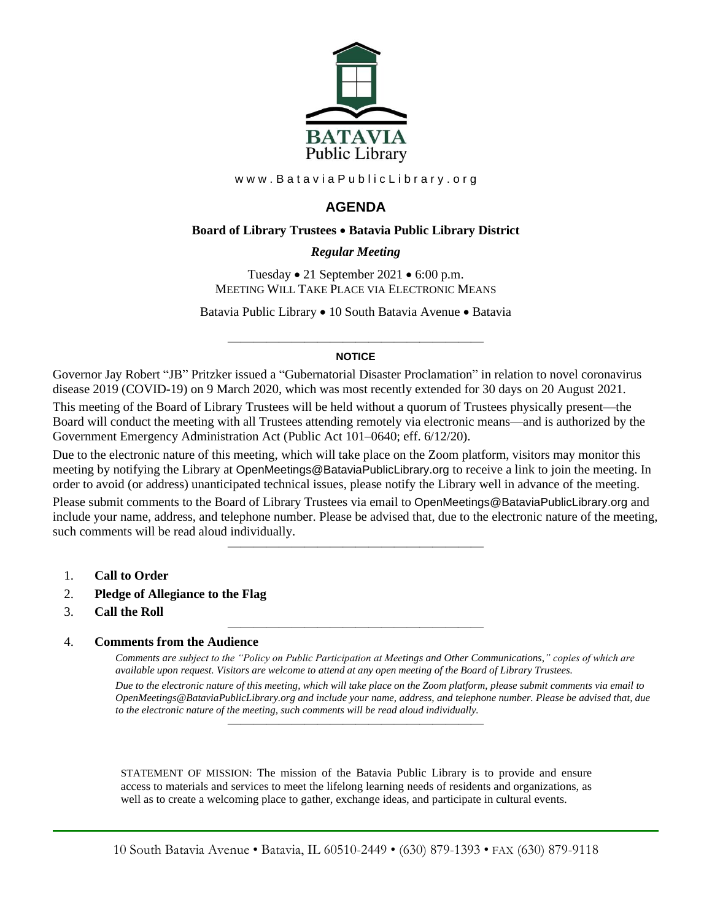BATAVIA
Public Library

www.BataviaPublicLibrary.org

# AGENDA

**Board of Library Trustees • Batavia Public Library District**

***Regular Meeting***

Tuesday • 21 September 2021 • 6:00 p.m.
MEETING WILL TAKE PLACE VIA ELECTRONIC MEANS

Batavia Public Library • 10 South Batavia Avenue • Batavia

---

**NOTICE**

Governor Jay Robert "JB" Pritzker issued a "Gubernatorial Disaster Proclamation" in relation to novel coronavirus disease 2019 (COVID-19) on 9 March 2020, which was most recently extended for 30 days on 20 August 2021.

This meeting of the Board of Library Trustees will be held without a quorum of Trustees physically present—the Board will conduct the meeting with all Trustees attending remotely via electronic means—and is authorized by the Government Emergency Administration Act (Public Act 101–0640; eff. 6/12/20).

Due to the electronic nature of this meeting, which will take place on the Zoom platform, visitors may monitor this meeting by notifying the Library at OpenMeetings@BataviaPublicLibrary.org to receive a link to join the meeting. In order to avoid (or address) unanticipated technical issues, please notify the Library well in advance of the meeting.

Please submit comments to the Board of Library Trustees via email to OpenMeetings@BataviaPublicLibrary.org and include your name, address, and telephone number. Please be advised that, due to the electronic nature of the meeting, such comments will be read aloud individually.

---

1. **Call to Order**
2. **Pledge of Allegiance to the Flag**
3. **Call the Roll**

---

4. **Comments from the Audience**

   *Comments are subject to the "Policy on Public Participation at Meetings and Other Communications," copies of which are available upon request. Visitors are welcome to attend at any open meeting of the Board of Library Trustees.*

   *Due to the electronic nature of this meeting, which will take place on the Zoom platform, please submit comments via email to OpenMeetings@BataviaPublicLibrary.org and include your name, address, and telephone number. Please be advised that, due to the electronic nature of the meeting, such comments will be read aloud individually.*

---

STATEMENT OF MISSION: The mission of the Batavia Public Library is to provide and ensure access to materials and services to meet the lifelong learning needs of residents and organizations, as well as to create a welcoming place to gather, exchange ideas, and participate in cultural events.

10 South Batavia Avenue • Batavia, IL 60510-2449 • (630) 879-1393 • FAX (630) 879-9118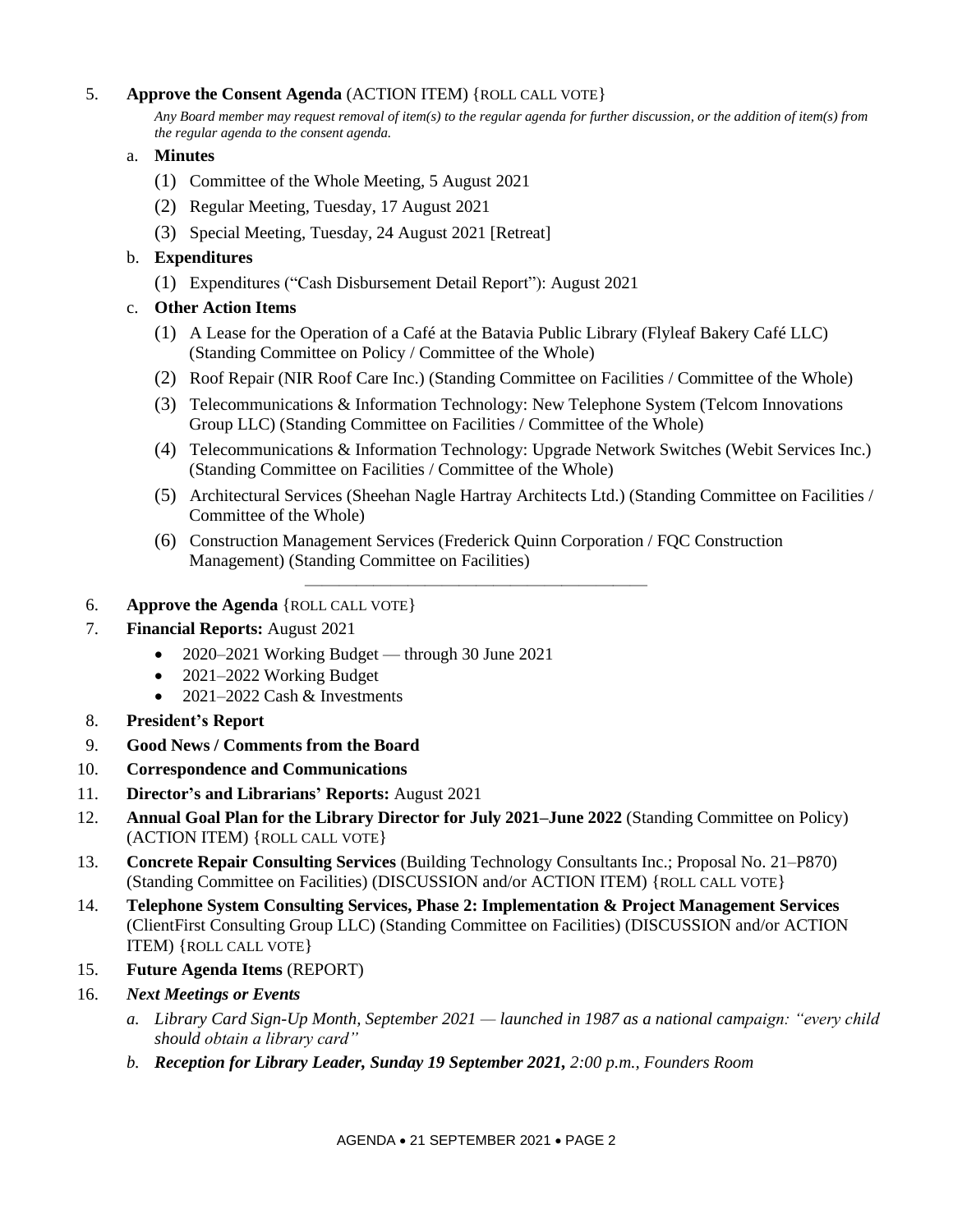5. **Approve the Consent Agenda** (ACTION ITEM) {ROLL CALL VOTE}

   *Any Board member may request removal of item(s) to the regular agenda for further discussion, or the addition of item(s) from the regular agenda to the consent agenda.*

   a. **Minutes**
      (1) Committee of the Whole Meeting, 5 August 2021
      (2) Regular Meeting, Tuesday, 17 August 2021
      (3) Special Meeting, Tuesday, 24 August 2021 [Retreat]

   b. **Expenditures**
      (1) Expenditures ("Cash Disbursement Detail Report"): August 2021

   c. **Other Action Items**
      (1) A Lease for the Operation of a Café at the Batavia Public Library (Flyleaf Bakery Café LLC) (Standing Committee on Policy / Committee of the Whole)
      (2) Roof Repair (NIR Roof Care Inc.) (Standing Committee on Facilities / Committee of the Whole)
      (3) Telecommunications & Information Technology: New Telephone System (Telcom Innovations Group LLC) (Standing Committee on Facilities / Committee of the Whole)
      (4) Telecommunications & Information Technology: Upgrade Network Switches (Webit Services Inc.) (Standing Committee on Facilities / Committee of the Whole)
      (5) Architectural Services (Sheehan Nagle Hartray Architects Ltd.) (Standing Committee on Facilities / Committee of the Whole)
      (6) Construction Management Services (Frederick Quinn Corporation / FQC Construction Management) (Standing Committee on Facilities)

---

6. **Approve the Agenda** {ROLL CALL VOTE}
7. **Financial Reports:** August 2021
   - 2020–2021 Working Budget — through 30 June 2021
   - 2021–2022 Working Budget
   - 2021–2022 Cash & Investments
8. **President's Report**
9. **Good News / Comments from the Board**
10. **Correspondence and Communications**
11. **Director's and Librarians' Reports:** August 2021
12. **Annual Goal Plan for the Library Director for July 2021–June 2022** (Standing Committee on Policy) (ACTION ITEM) {ROLL CALL VOTE}
13. **Concrete Repair Consulting Services** (Building Technology Consultants Inc.; Proposal No. 21–P870) (Standing Committee on Facilities) (DISCUSSION and/or ACTION ITEM) {ROLL CALL VOTE}
14. **Telephone System Consulting Services, Phase 2: Implementation & Project Management Services** (ClientFirst Consulting Group LLC) (Standing Committee on Facilities) (DISCUSSION and/or ACTION ITEM) {ROLL CALL VOTE}
15. **Future Agenda Items** (REPORT)
16. ***Next Meetings or Events***
    *a. Library Card Sign-Up Month, September 2021 — launched in 1987 as a national campaign: "every child should obtain a library card"*
    *b. **Reception for Library Leader, Sunday 19 September 2021,** 2:00 p.m., Founders Room*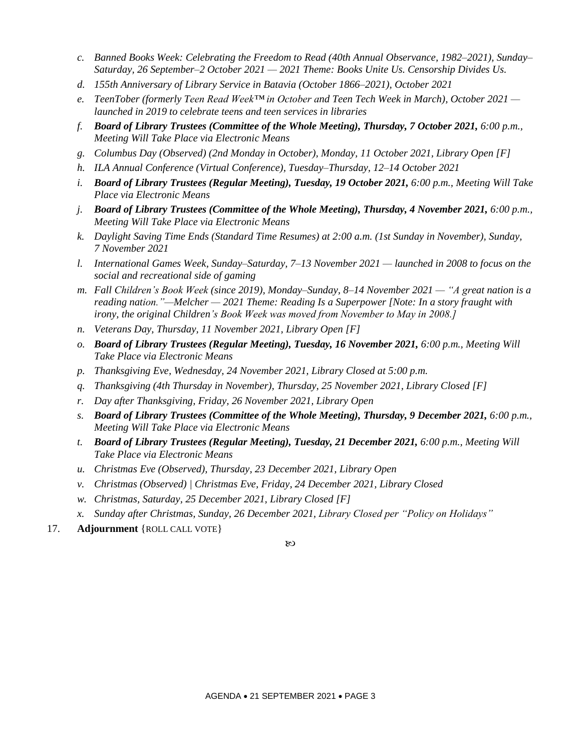- c. *Banned Books Week: Celebrating the Freedom to Read (40th Annual Observance, 1982–2021), Sunday–Saturday, 26 September–2 October 2021 — 2021 Theme: Books Unite Us. Censorship Divides Us.*
- d. *155th Anniversary of Library Service in Batavia (October 1866–2021), October 2021*
- e. *TeenTober (formerly Teen Read Week™ in October and Teen Tech Week in March), October 2021 — launched in 2019 to celebrate teens and teen services in libraries*
- f. ***Board of Library Trustees (Committee of the Whole Meeting), Thursday, 7 October 2021,** 6:00 p.m., Meeting Will Take Place via Electronic Means*
- g. *Columbus Day (Observed) (2nd Monday in October), Monday, 11 October 2021, Library Open [F]*
- h. *ILA Annual Conference (Virtual Conference), Tuesday–Thursday, 12–14 October 2021*
- i. ***Board of Library Trustees (Regular Meeting), Tuesday, 19 October 2021,** 6:00 p.m., Meeting Will Take Place via Electronic Means*
- j. ***Board of Library Trustees (Committee of the Whole Meeting), Thursday, 4 November 2021,** 6:00 p.m., Meeting Will Take Place via Electronic Means*
- k. *Daylight Saving Time Ends (Standard Time Resumes) at 2:00 a.m. (1st Sunday in November), Sunday, 7 November 2021*
- l. *International Games Week, Sunday–Saturday, 7–13 November 2021 — launched in 2008 to focus on the social and recreational side of gaming*
- m. *Fall Children's Book Week (since 2019), Monday–Sunday, 8–14 November 2021 — "A great nation is a reading nation."—Melcher — 2021 Theme: Reading Is a Superpower [Note: In a story fraught with irony, the original Children's Book Week was moved from November to May in 2008.]*
- n. *Veterans Day, Thursday, 11 November 2021, Library Open [F]*
- o. ***Board of Library Trustees (Regular Meeting), Tuesday, 16 November 2021,** 6:00 p.m., Meeting Will Take Place via Electronic Means*
- p. *Thanksgiving Eve, Wednesday, 24 November 2021, Library Closed at 5:00 p.m.*
- q. *Thanksgiving (4th Thursday in November), Thursday, 25 November 2021, Library Closed [F]*
- r. *Day after Thanksgiving, Friday, 26 November 2021, Library Open*
- s. ***Board of Library Trustees (Committee of the Whole Meeting), Thursday, 9 December 2021,** 6:00 p.m., Meeting Will Take Place via Electronic Means*
- t. ***Board of Library Trustees (Regular Meeting), Tuesday, 21 December 2021,** 6:00 p.m., Meeting Will Take Place via Electronic Means*
- u. *Christmas Eve (Observed), Thursday, 23 December 2021, Library Open*
- v. *Christmas (Observed) | Christmas Eve, Friday, 24 December 2021, Library Closed*
- w. *Christmas, Saturday, 25 December 2021, Library Closed [F]*
- x. *Sunday after Christmas, Sunday, 26 December 2021, Library Closed per "Policy on Holidays"*

17. **Adjournment** {ROLL CALL VOTE}

℘